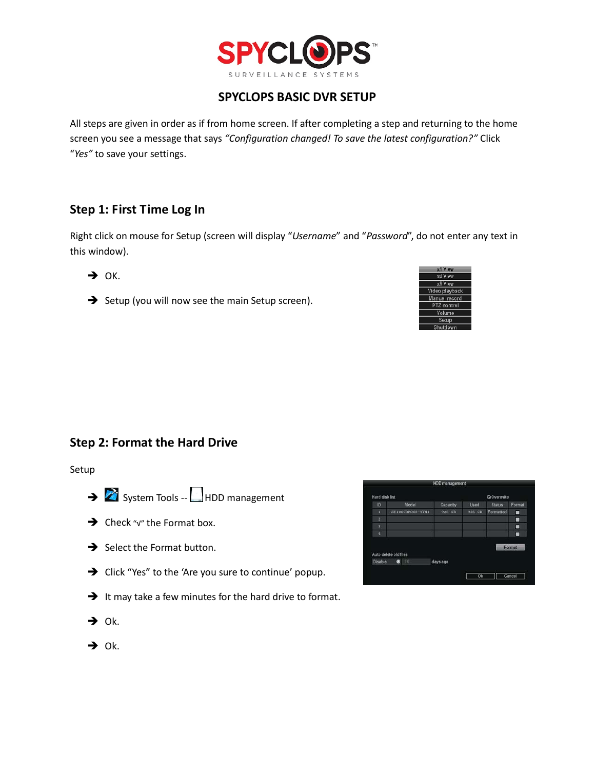SPYCLOPS SURVEILLANCE SYSTEMS

# SPYCLOPS BASIC DVR SETUP

All steps are given in order as if from home screen. If after completing a step and returning to the home screen you see a message that says *"Configuration changed! To save the latest configuration?"* Click "*Yes*" to save your settings.

## Step 1: First Time Log In

Right click on mouse for Setup (screen will display "*Username*" and "*Password*", do not enter any text in this window).

- ➔ OK.
- ➔ Setup (you will now see the main Setup screen).

## Step 2: Format the Hard Drive

Setup

- ➔ System Tools -- HDD management
- ➔ Check "√" the Format box.
- ➔ Select the Format button.
- ➔ Click "Yes" to the 'Are you sure to continue' popup.
- ➔ It may take a few minutes for the hard drive to format.
- ➔ Ok.
- ➔ Ok.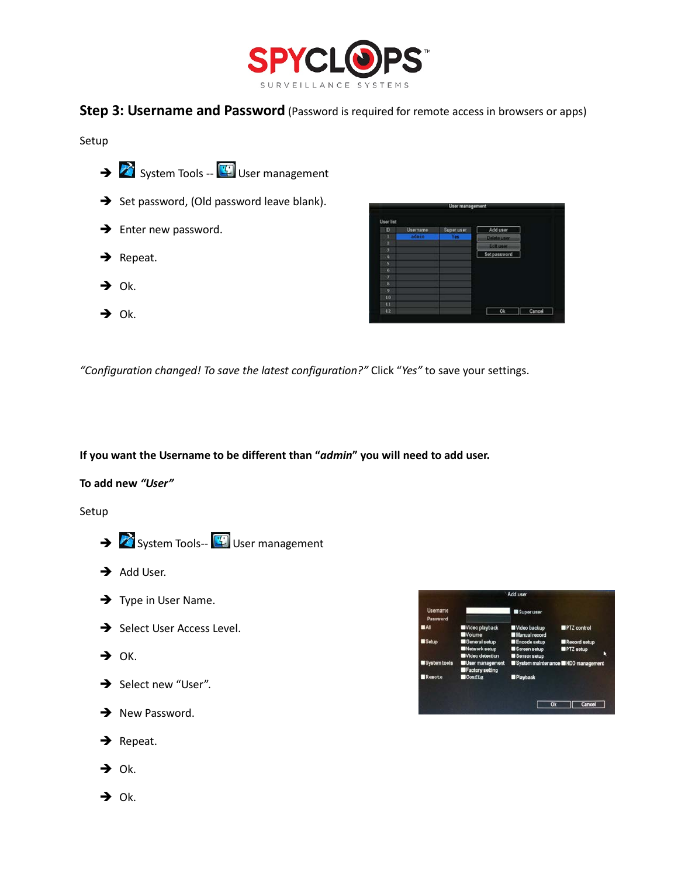## Step 3: Username and Password (Password is required for remote access in browsers or apps)

Setup

- ➔ System Tools -- User management
- ➔ Set password, (Old password leave blank).
- ➔ Enter new password.
- ➔ Repeat.
- ➔ Ok.
- ➔ Ok.

*"Configuration changed! To save the latest configuration?"* Click *"Yes"* to save your settings.

**If you want the Username to be different than "*admin*" you will need to add user.**

**To add new *"User"***

Setup

- ➔ System Tools-- User management
- ➔ Add User.
- ➔ Type in User Name.
- ➔ Select User Access Level.
- ➔ OK.
- ➔ Select new "User".
- ➔ New Password.
- ➔ Repeat.
- ➔ Ok.
- ➔ Ok.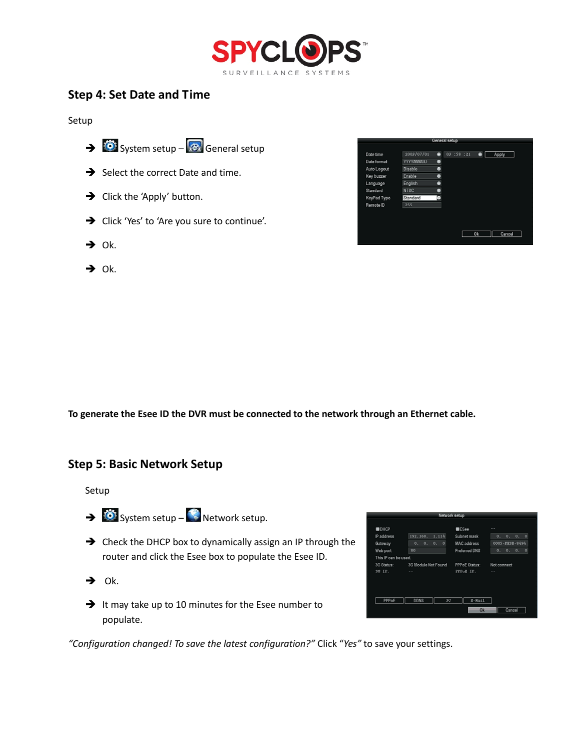## Step 4: Set Date and Time

Setup

- ➔ System setup – General setup
- ➔ Select the correct Date and time.
- ➔ Click the 'Apply' button.
- ➔ Click 'Yes' to 'Are you sure to continue'.
- ➔ Ok.
- ➔ Ok.

**To generate the Esee ID the DVR must be connected to the network through an Ethernet cable.**

## Step 5: Basic Network Setup

Setup

- ➔ System setup – Network setup.
- ➔ Check the DHCP box to dynamically assign an IP through the router and click the Esee box to populate the Esee ID.
- ➔ Ok.
- ➔ It may take up to 10 minutes for the Esee number to populate.

*"Configuration changed! To save the latest configuration?"* Click "*Yes*" to save your settings.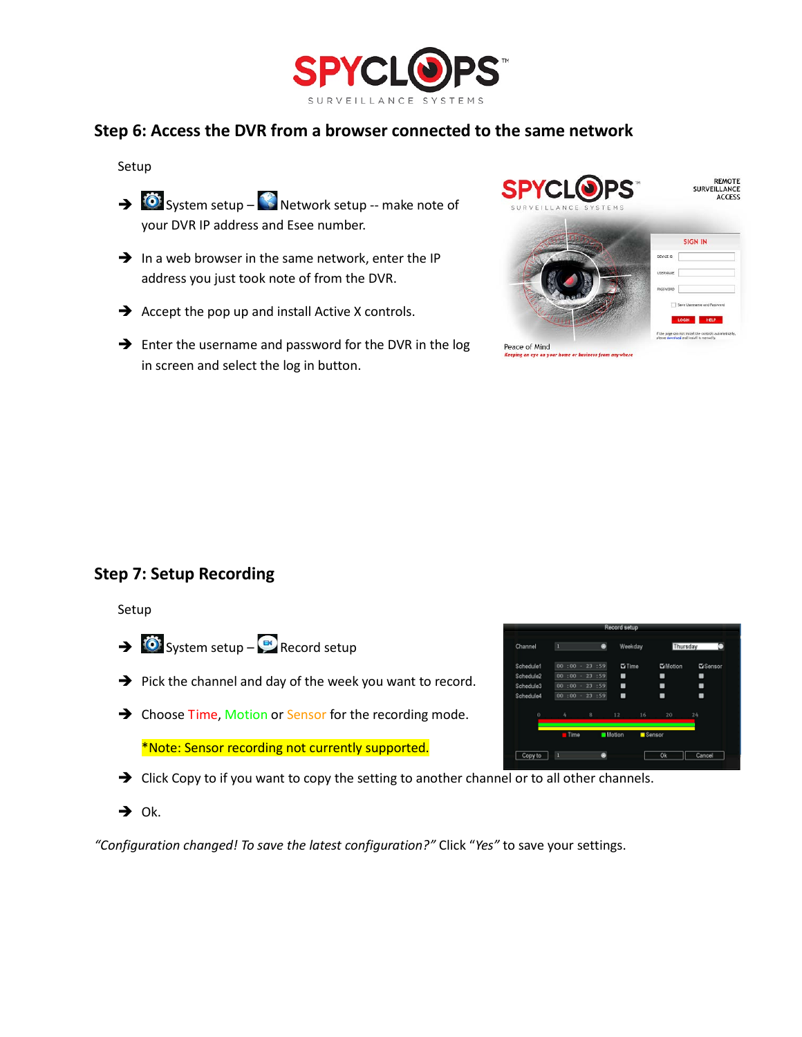## Step 6: Access the DVR from a browser connected to the same network

Setup

- System setup – Network setup -- make note of your DVR IP address and Esee number.
- In a web browser in the same network, enter the IP address you just took note of from the DVR.
- Accept the pop up and install Active X controls.
- Enter the username and password for the DVR in the log in screen and select the log in button.

## Step 7: Setup Recording

Setup

- System setup – Record setup
- Pick the channel and day of the week you want to record.
- Choose Time, Motion or Sensor for the recording mode.

  *Note: Sensor recording not currently supported.
- Click Copy to if you want to copy the setting to another channel or to all other channels.
- Ok.

*"Configuration changed! To save the latest configuration?"* Click "*Yes*" to save your settings.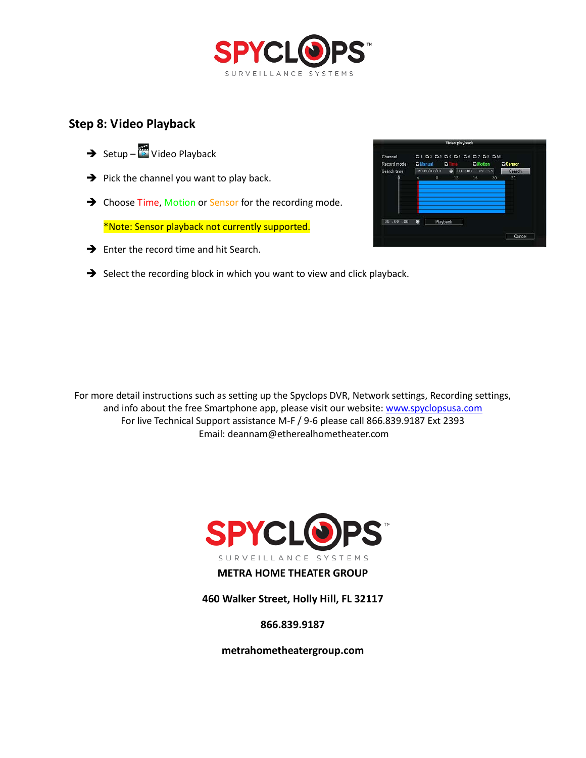## Step 8: Video Playback

- Setup – Video Playback
- Pick the channel you want to play back.
- Choose Time, Motion or Sensor for the recording mode.

  *Note: Sensor playback not currently supported.

- Enter the record time and hit Search.
- Select the recording block in which you want to view and click playback.

For more detail instructions such as setting up the Spyclops DVR, Network settings, Recording settings, and info about the free Smartphone app, please visit our website: [www.spyclopsusa.com](http://www.spyclopsusa.com)
For live Technical Support assistance M-F / 9-6 please call 866.839.9187 Ext 2393
Email: deannam@etherealhometheater.com

**METRA HOME THEATER GROUP**

**460 Walker Street, Holly Hill, FL 32117**

**866.839.9187**

**metrahometheatergroup.com**